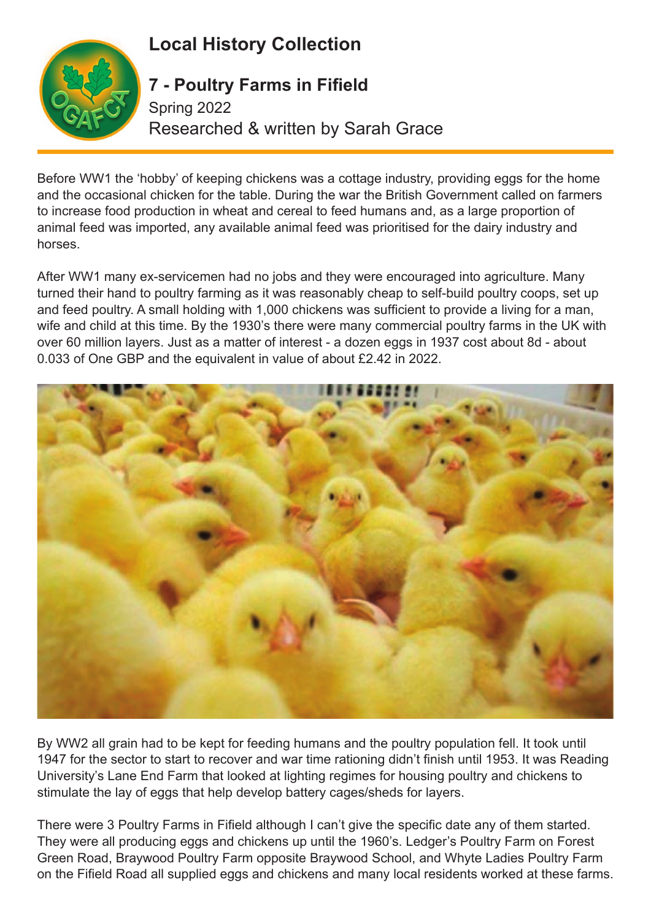# Local History Collection

## 7 - Poultry Farms in Fifield

Spring 2022

Researched & written by Sarah Grace

Before WW1 the 'hobby' of keeping chickens was a cottage industry, providing eggs for the home and the occasional chicken for the table. During the war the British Government called on farmers to increase food production in wheat and cereal to feed humans and, as a large proportion of animal feed was imported, any available animal feed was prioritised for the dairy industry and horses.

After WW1 many ex-servicemen had no jobs and they were encouraged into agriculture. Many turned their hand to poultry farming as it was reasonably cheap to self-build poultry coops, set up and feed poultry. A small holding with 1,000 chickens was sufficient to provide a living for a man, wife and child at this time. By the 1930's there were many commercial poultry farms in the UK with over 60 million layers. Just as a matter of interest - a dozen eggs in 1937 cost about 8d - about 0.033 of One GBP and the equivalent in value of about £2.42 in 2022.

By WW2 all grain had to be kept for feeding humans and the poultry population fell. It took until 1947 for the sector to start to recover and war time rationing didn't finish until 1953. It was Reading University's Lane End Farm that looked at lighting regimes for housing poultry and chickens to stimulate the lay of eggs that help develop battery cages/sheds for layers.

There were 3 Poultry Farms in Fifield although I can't give the specific date any of them started. They were all producing eggs and chickens up until the 1960's. Ledger's Poultry Farm on Forest Green Road, Braywood Poultry Farm opposite Braywood School, and Whyte Ladies Poultry Farm on the Fifield Road all supplied eggs and chickens and many local residents worked at these farms.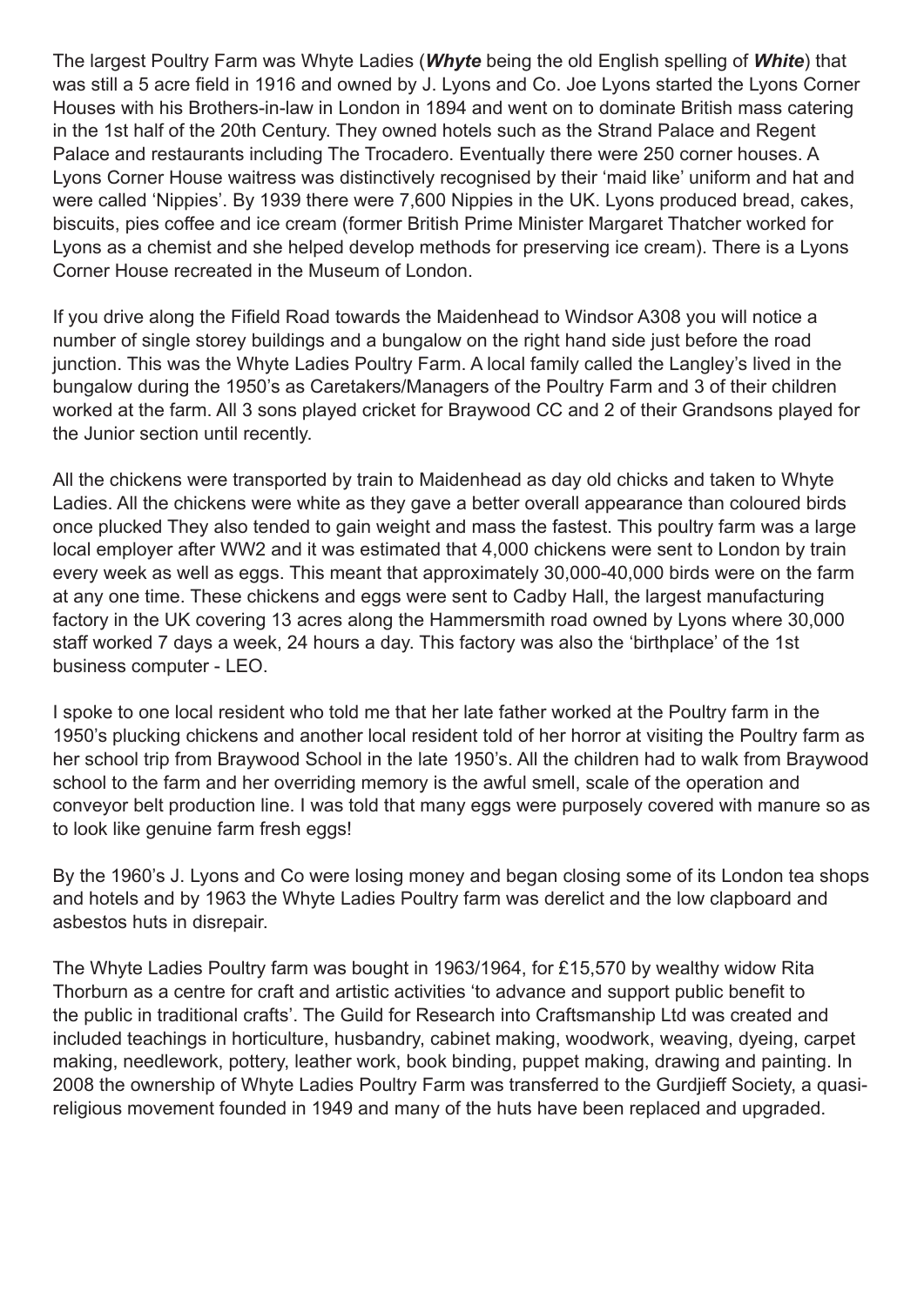The largest Poultry Farm was Whyte Ladies (***Whyte*** being the old English spelling of ***White***) that was still a 5 acre field in 1916 and owned by J. Lyons and Co. Joe Lyons started the Lyons Corner Houses with his Brothers-in-law in London in 1894 and went on to dominate British mass catering in the 1st half of the 20th Century. They owned hotels such as the Strand Palace and Regent Palace and restaurants including The Trocadero. Eventually there were 250 corner houses. A Lyons Corner House waitress was distinctively recognised by their 'maid like' uniform and hat and were called 'Nippies'. By 1939 there were 7,600 Nippies in the UK. Lyons produced bread, cakes, biscuits, pies coffee and ice cream (former British Prime Minister Margaret Thatcher worked for Lyons as a chemist and she helped develop methods for preserving ice cream). There is a Lyons Corner House recreated in the Museum of London.

If you drive along the Fifield Road towards the Maidenhead to Windsor A308 you will notice a number of single storey buildings and a bungalow on the right hand side just before the road junction. This was the Whyte Ladies Poultry Farm. A local family called the Langley's lived in the bungalow during the 1950's as Caretakers/Managers of the Poultry Farm and 3 of their children worked at the farm. All 3 sons played cricket for Braywood CC and 2 of their Grandsons played for the Junior section until recently.

All the chickens were transported by train to Maidenhead as day old chicks and taken to Whyte Ladies. All the chickens were white as they gave a better overall appearance than coloured birds once plucked They also tended to gain weight and mass the fastest. This poultry farm was a large local employer after WW2 and it was estimated that 4,000 chickens were sent to London by train every week as well as eggs. This meant that approximately 30,000-40,000 birds were on the farm at any one time. These chickens and eggs were sent to Cadby Hall, the largest manufacturing factory in the UK covering 13 acres along the Hammersmith road owned by Lyons where 30,000 staff worked 7 days a week, 24 hours a day. This factory was also the 'birthplace' of the 1st business computer - LEO.

I spoke to one local resident who told me that her late father worked at the Poultry farm in the 1950's plucking chickens and another local resident told of her horror at visiting the Poultry farm as her school trip from Braywood School in the late 1950's. All the children had to walk from Braywood school to the farm and her overriding memory is the awful smell, scale of the operation and conveyor belt production line. I was told that many eggs were purposely covered with manure so as to look like genuine farm fresh eggs!

By the 1960's J. Lyons and Co were losing money and began closing some of its London tea shops and hotels and by 1963 the Whyte Ladies Poultry farm was derelict and the low clapboard and asbestos huts in disrepair.

The Whyte Ladies Poultry farm was bought in 1963/1964, for £15,570 by wealthy widow Rita Thorburn as a centre for craft and artistic activities 'to advance and support public benefit to the public in traditional crafts'. The Guild for Research into Craftsmanship Ltd was created and included teachings in horticulture, husbandry, cabinet making, woodwork, weaving, dyeing, carpet making, needlework, pottery, leather work, book binding, puppet making, drawing and painting. In 2008 the ownership of Whyte Ladies Poultry Farm was transferred to the Gurdjieff Society, a quasi-religious movement founded in 1949 and many of the huts have been replaced and upgraded.